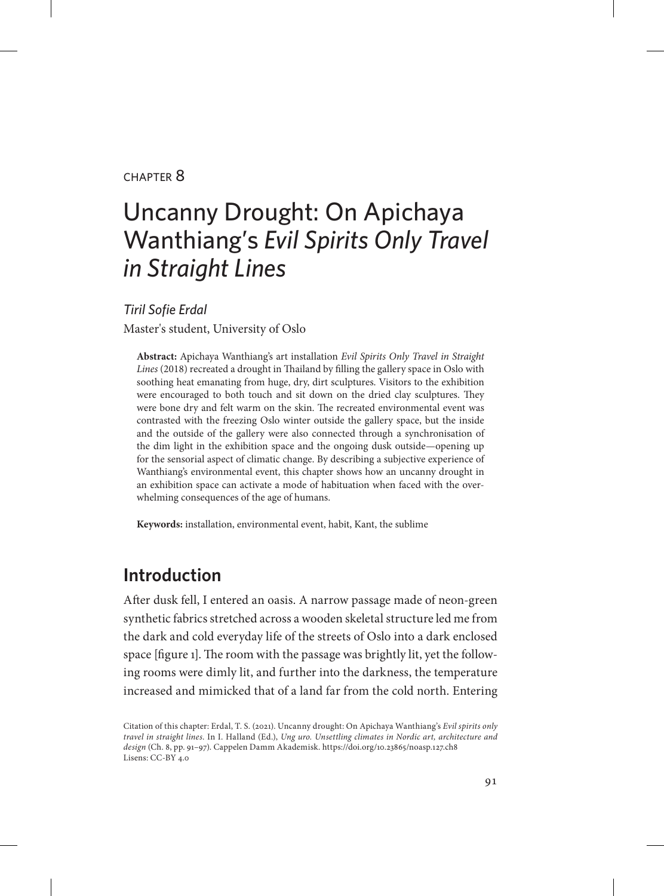CHAPTER 8

# Uncanny Drought: On Apichaya Wanthiang's *Evil Spirits Only Travel in Straight Lines*

*Tiril Sofie Erdal*

Master's student, University of Oslo

**Abstract:** Apichaya Wanthiang's art installation *Evil Spirits Only Travel in Straight Lines* (2018) recreated a drought in Thailand by filling the gallery space in Oslo with soothing heat emanating from huge, dry, dirt sculptures. Visitors to the exhibition were encouraged to both touch and sit down on the dried clay sculptures. They were bone dry and felt warm on the skin. The recreated environmental event was contrasted with the freezing Oslo winter outside the gallery space, but the inside and the outside of the gallery were also connected through a synchronisation of the dim light in the exhibition space and the ongoing dusk outside—opening up for the sensorial aspect of climatic change. By describing a subjective experience of Wanthiang's environmental event, this chapter shows how an uncanny drought in an exhibition space can activate a mode of habituation when faced with the overwhelming consequences of the age of humans.

**Keywords:** installation, environmental event, habit, Kant, the sublime

## Introduction

After dusk fell, I entered an oasis. A narrow passage made of neon-green synthetic fabrics stretched across a wooden skeletal structure led me from the dark and cold everyday life of the streets of Oslo into a dark enclosed space [figure 1]. The room with the passage was brightly lit, yet the following rooms were dimly lit, and further into the darkness, the temperature increased and mimicked that of a land far from the cold north. Entering

Citation of this chapter: Erdal, T. S. (2021). Uncanny drought: On Apichaya Wanthiang's *Evil spirits only travel in straight lines*. In I. Halland (Ed.), *Ung uro. Unsettling climates in Nordic art, architecture and design* (Ch. 8, pp. 91–97). Cappelen Damm Akademisk. https://doi.org/10.23865/noasp.127.ch8
Lisens: CC-BY 4.0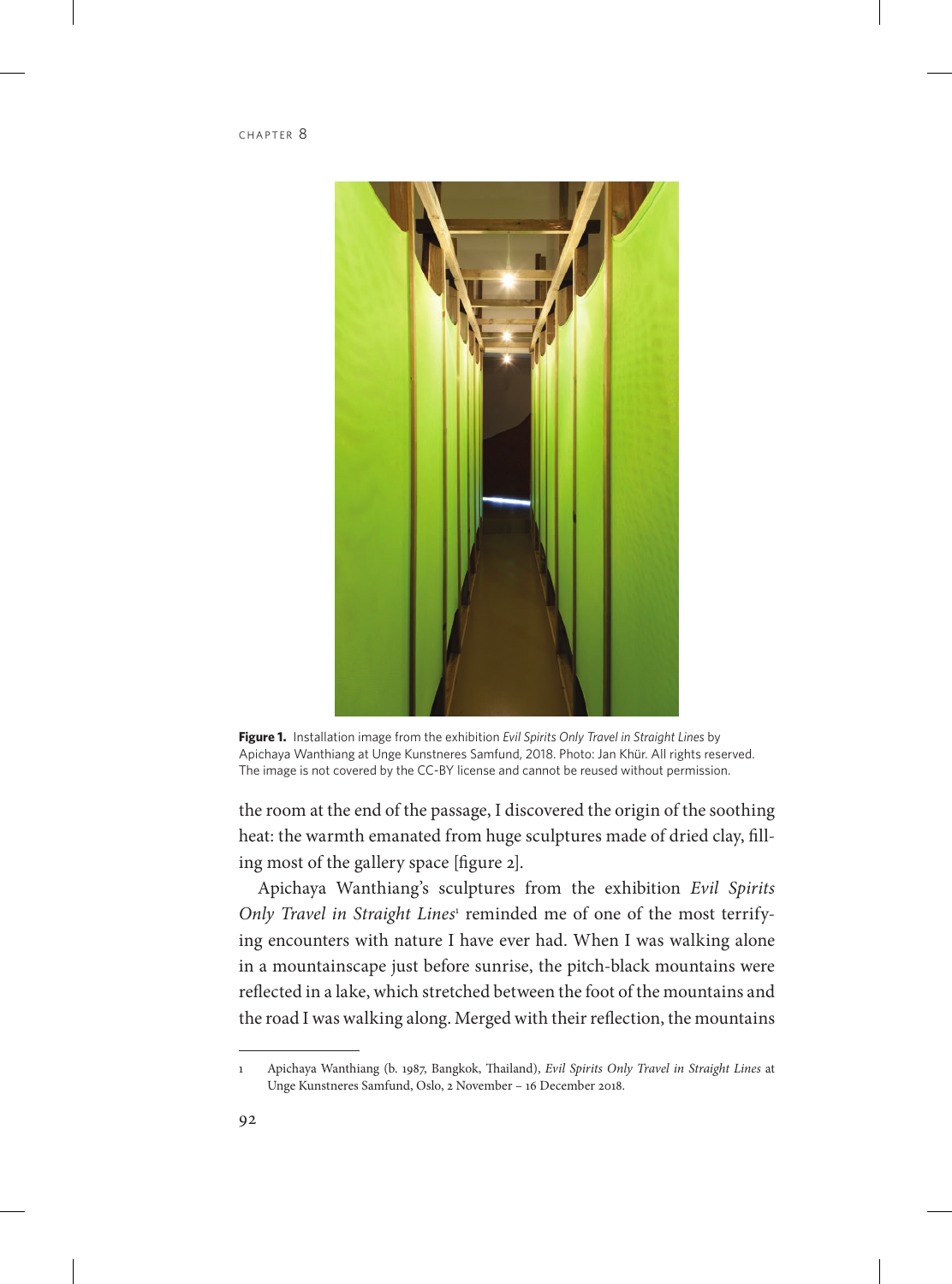**Figure 1.** Installation image from the exhibition *Evil Spirits Only Travel in Straight Lines* by Apichaya Wanthiang at Unge Kunstneres Samfund, 2018. Photo: Jan Khür. All rights reserved. The image is not covered by the CC-BY license and cannot be reused without permission.

the room at the end of the passage, I discovered the origin of the soothing heat: the warmth emanated from huge sculptures made of dried clay, filling most of the gallery space [figure 2].

Apichaya Wanthiang's sculptures from the exhibition *Evil Spirits Only Travel in Straight Lines*[1] reminded me of one of the most terrifying encounters with nature I have ever had. When I was walking alone in a mountainscape just before sunrise, the pitch-black mountains were reflected in a lake, which stretched between the foot of the mountains and the road I was walking along. Merged with their reflection, the mountains

---

1 Apichaya Wanthiang (b. 1987, Bangkok, Thailand), *Evil Spirits Only Travel in Straight Lines* at Unge Kunstneres Samfund, Oslo, 2 November – 16 December 2018.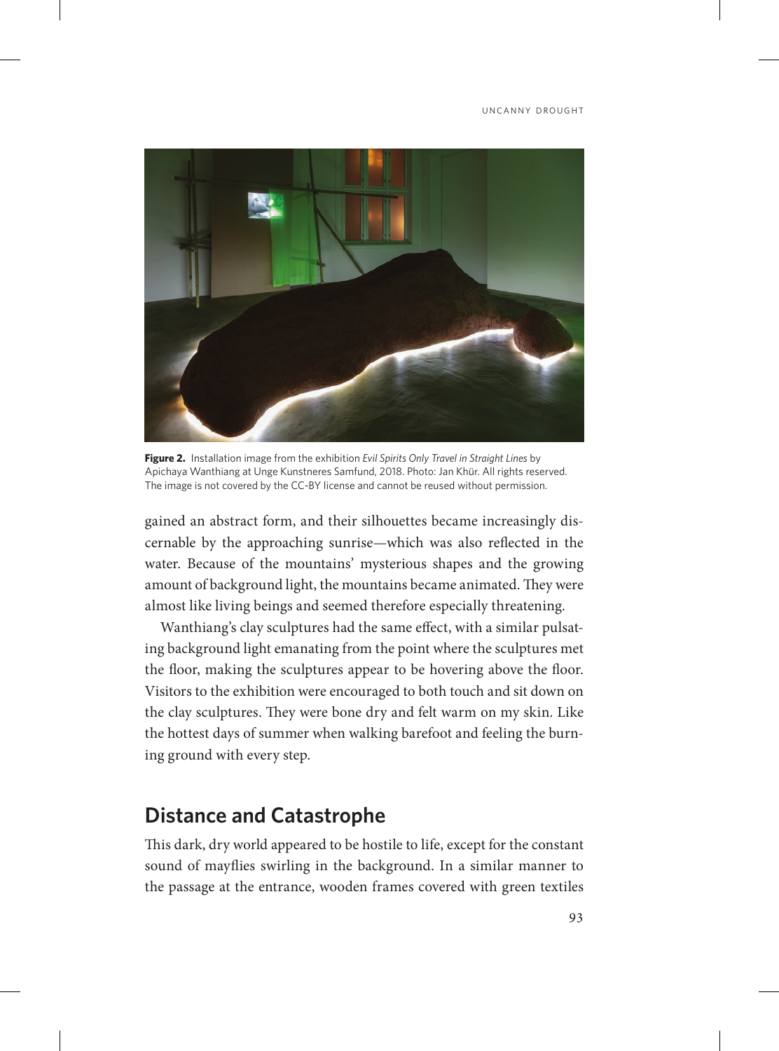**Figure 2.** Installation image from the exhibition *Evil Spirits Only Travel in Straight Lines* by Apichaya Wanthiang at Unge Kunstneres Samfund, 2018. Photo: Jan Khür. All rights reserved. The image is not covered by the CC-BY license and cannot be reused without permission.

gained an abstract form, and their silhouettes became increasingly discernable by the approaching sunrise—which was also reflected in the water. Because of the mountains' mysterious shapes and the growing amount of background light, the mountains became animated. They were almost like living beings and seemed therefore especially threatening.

Wanthiang's clay sculptures had the same effect, with a similar pulsating background light emanating from the point where the sculptures met the floor, making the sculptures appear to be hovering above the floor. Visitors to the exhibition were encouraged to both touch and sit down on the clay sculptures. They were bone dry and felt warm on my skin. Like the hottest days of summer when walking barefoot and feeling the burning ground with every step.

## Distance and Catastrophe

This dark, dry world appeared to be hostile to life, except for the constant sound of mayflies swirling in the background. In a similar manner to the passage at the entrance, wooden frames covered with green textiles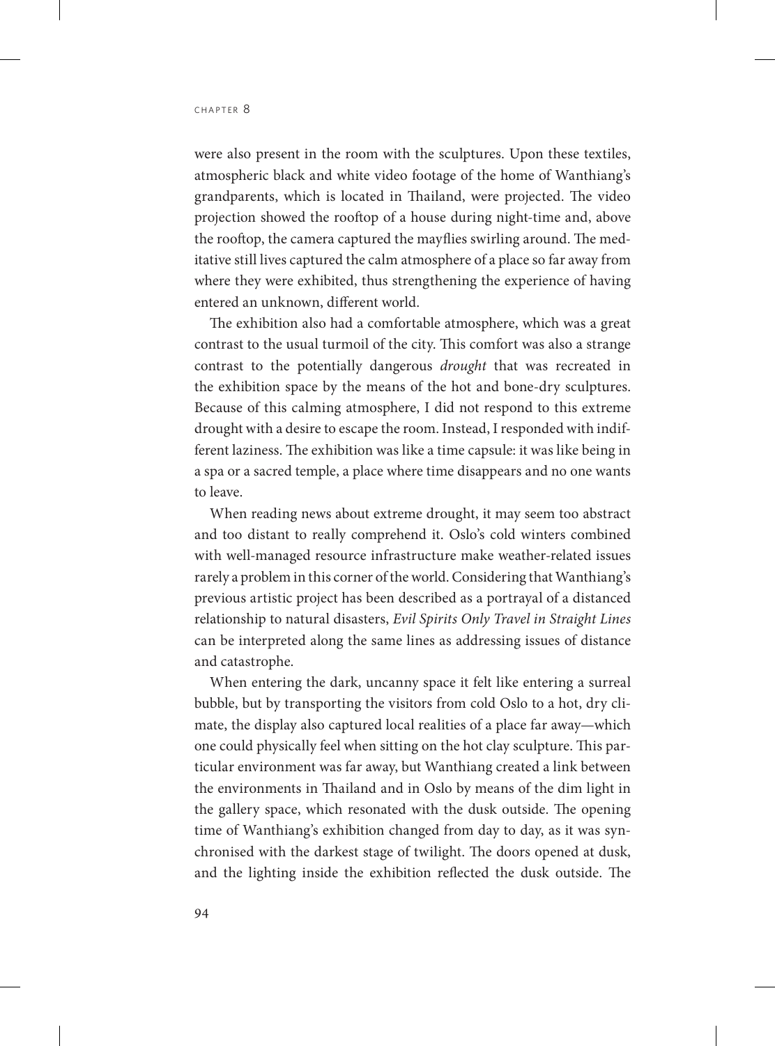were also present in the room with the sculptures. Upon these textiles, atmospheric black and white video footage of the home of Wanthiang's grandparents, which is located in Thailand, were projected. The video projection showed the rooftop of a house during night-time and, above the rooftop, the camera captured the mayflies swirling around. The meditative still lives captured the calm atmosphere of a place so far away from where they were exhibited, thus strengthening the experience of having entered an unknown, different world.

The exhibition also had a comfortable atmosphere, which was a great contrast to the usual turmoil of the city. This comfort was also a strange contrast to the potentially dangerous *drought* that was recreated in the exhibition space by the means of the hot and bone-dry sculptures. Because of this calming atmosphere, I did not respond to this extreme drought with a desire to escape the room. Instead, I responded with indifferent laziness. The exhibition was like a time capsule: it was like being in a spa or a sacred temple, a place where time disappears and no one wants to leave.

When reading news about extreme drought, it may seem too abstract and too distant to really comprehend it. Oslo's cold winters combined with well-managed resource infrastructure make weather-related issues rarely a problem in this corner of the world. Considering that Wanthiang's previous artistic project has been described as a portrayal of a distanced relationship to natural disasters, *Evil Spirits Only Travel in Straight Lines* can be interpreted along the same lines as addressing issues of distance and catastrophe.

When entering the dark, uncanny space it felt like entering a surreal bubble, but by transporting the visitors from cold Oslo to a hot, dry climate, the display also captured local realities of a place far away—which one could physically feel when sitting on the hot clay sculpture. This particular environment was far away, but Wanthiang created a link between the environments in Thailand and in Oslo by means of the dim light in the gallery space, which resonated with the dusk outside. The opening time of Wanthiang's exhibition changed from day to day, as it was synchronised with the darkest stage of twilight. The doors opened at dusk, and the lighting inside the exhibition reflected the dusk outside. The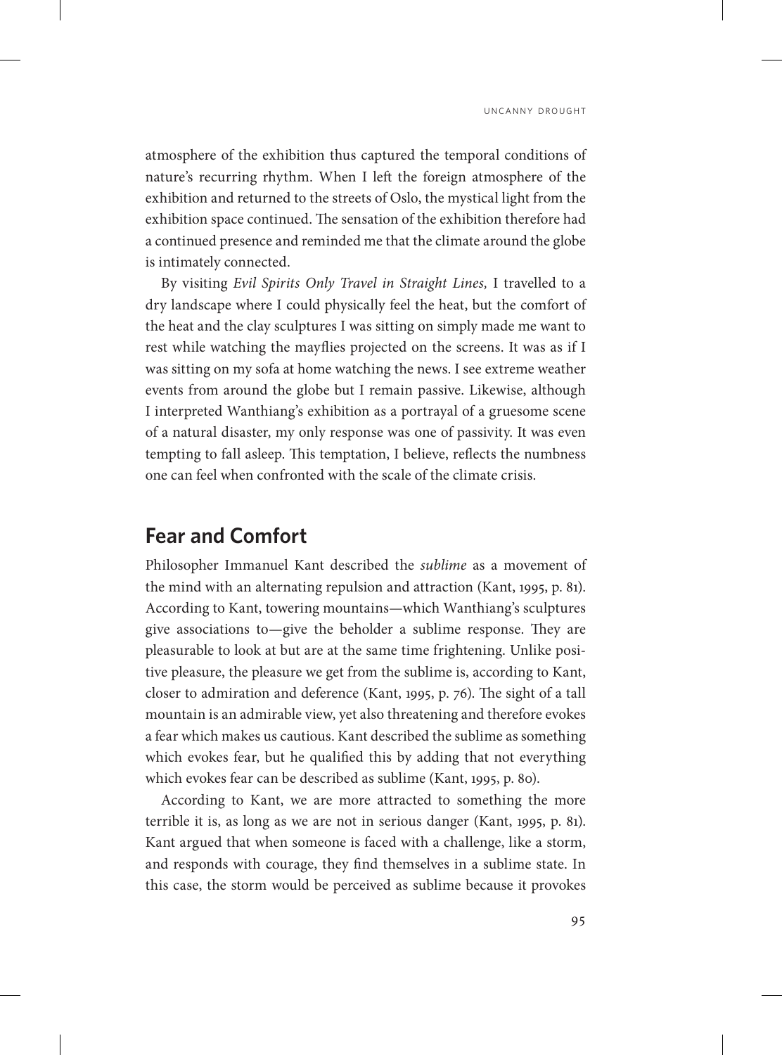atmosphere of the exhibition thus captured the temporal conditions of nature's recurring rhythm. When I left the foreign atmosphere of the exhibition and returned to the streets of Oslo, the mystical light from the exhibition space continued. The sensation of the exhibition therefore had a continued presence and reminded me that the climate around the globe is intimately connected.

By visiting *Evil Spirits Only Travel in Straight Lines,* I travelled to a dry landscape where I could physically feel the heat, but the comfort of the heat and the clay sculptures I was sitting on simply made me want to rest while watching the mayflies projected on the screens. It was as if I was sitting on my sofa at home watching the news. I see extreme weather events from around the globe but I remain passive. Likewise, although I interpreted Wanthiang's exhibition as a portrayal of a gruesome scene of a natural disaster, my only response was one of passivity. It was even tempting to fall asleep. This temptation, I believe, reflects the numbness one can feel when confronted with the scale of the climate crisis.

## Fear and Comfort

Philosopher Immanuel Kant described the *sublime* as a movement of the mind with an alternating repulsion and attraction (Kant, 1995, p. 81). According to Kant, towering mountains—which Wanthiang's sculptures give associations to—give the beholder a sublime response. They are pleasurable to look at but are at the same time frightening. Unlike positive pleasure, the pleasure we get from the sublime is, according to Kant, closer to admiration and deference (Kant, 1995, p. 76). The sight of a tall mountain is an admirable view, yet also threatening and therefore evokes a fear which makes us cautious. Kant described the sublime as something which evokes fear, but he qualified this by adding that not everything which evokes fear can be described as sublime (Kant, 1995, p. 80).

According to Kant, we are more attracted to something the more terrible it is, as long as we are not in serious danger (Kant, 1995, p. 81). Kant argued that when someone is faced with a challenge, like a storm, and responds with courage, they find themselves in a sublime state. In this case, the storm would be perceived as sublime because it provokes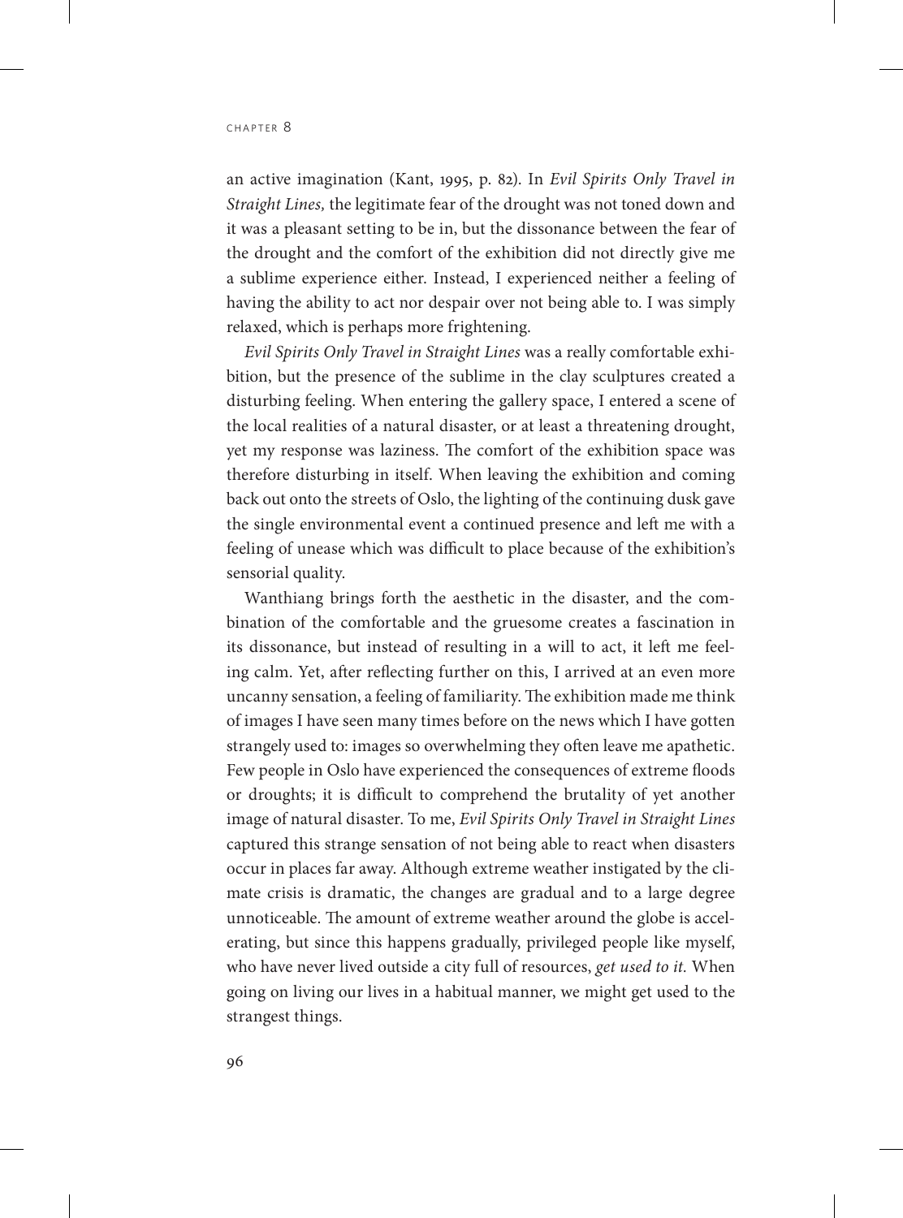an active imagination (Kant, 1995, p. 82). In *Evil Spirits Only Travel in Straight Lines,* the legitimate fear of the drought was not toned down and it was a pleasant setting to be in, but the dissonance between the fear of the drought and the comfort of the exhibition did not directly give me a sublime experience either. Instead, I experienced neither a feeling of having the ability to act nor despair over not being able to. I was simply relaxed, which is perhaps more frightening.

*Evil Spirits Only Travel in Straight Lines* was a really comfortable exhibition, but the presence of the sublime in the clay sculptures created a disturbing feeling. When entering the gallery space, I entered a scene of the local realities of a natural disaster, or at least a threatening drought, yet my response was laziness. The comfort of the exhibition space was therefore disturbing in itself. When leaving the exhibition and coming back out onto the streets of Oslo, the lighting of the continuing dusk gave the single environmental event a continued presence and left me with a feeling of unease which was difficult to place because of the exhibition's sensorial quality.

Wanthiang brings forth the aesthetic in the disaster, and the combination of the comfortable and the gruesome creates a fascination in its dissonance, but instead of resulting in a will to act, it left me feeling calm. Yet, after reflecting further on this, I arrived at an even more uncanny sensation, a feeling of familiarity. The exhibition made me think of images I have seen many times before on the news which I have gotten strangely used to: images so overwhelming they often leave me apathetic. Few people in Oslo have experienced the consequences of extreme floods or droughts; it is difficult to comprehend the brutality of yet another image of natural disaster. To me, *Evil Spirits Only Travel in Straight Lines* captured this strange sensation of not being able to react when disasters occur in places far away. Although extreme weather instigated by the climate crisis is dramatic, the changes are gradual and to a large degree unnoticeable. The amount of extreme weather around the globe is accelerating, but since this happens gradually, privileged people like myself, who have never lived outside a city full of resources, *get used to it.* When going on living our lives in a habitual manner, we might get used to the strangest things.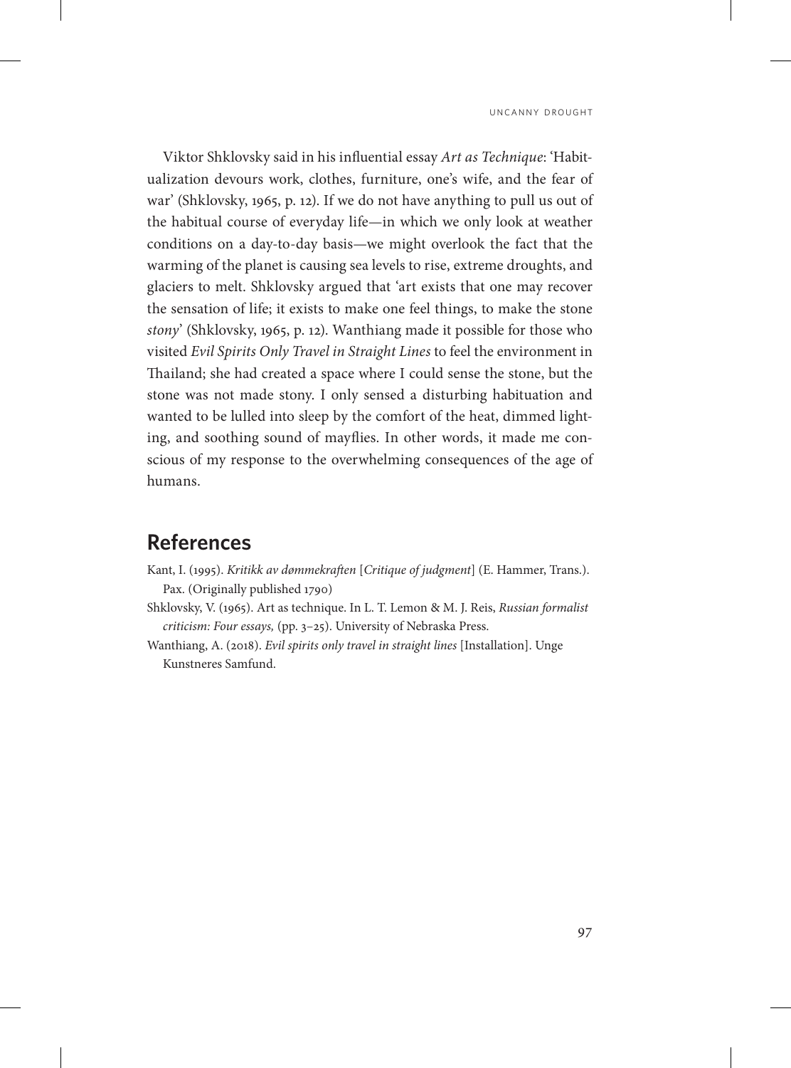Viktor Shklovsky said in his influential essay *Art as Technique*: 'Habitualization devours work, clothes, furniture, one's wife, and the fear of war' (Shklovsky, 1965, p. 12). If we do not have anything to pull us out of the habitual course of everyday life—in which we only look at weather conditions on a day-to-day basis—we might overlook the fact that the warming of the planet is causing sea levels to rise, extreme droughts, and glaciers to melt. Shklovsky argued that 'art exists that one may recover the sensation of life; it exists to make one feel things, to make the stone *stony*' (Shklovsky, 1965, p. 12). Wanthiang made it possible for those who visited *Evil Spirits Only Travel in Straight Lines* to feel the environment in Thailand; she had created a space where I could sense the stone, but the stone was not made stony. I only sensed a disturbing habituation and wanted to be lulled into sleep by the comfort of the heat, dimmed lighting, and soothing sound of mayflies. In other words, it made me conscious of my response to the overwhelming consequences of the age of humans.

## References

Kant, I. (1995). *Kritikk av dømmekraften* [*Critique of judgment*] (E. Hammer, Trans.). Pax. (Originally published 1790)

Shklovsky, V. (1965). Art as technique. In L. T. Lemon & M. J. Reis, *Russian formalist criticism: Four essays,* (pp. 3–25). University of Nebraska Press.

Wanthiang, A. (2018). *Evil spirits only travel in straight lines* [Installation]. Unge Kunstneres Samfund.